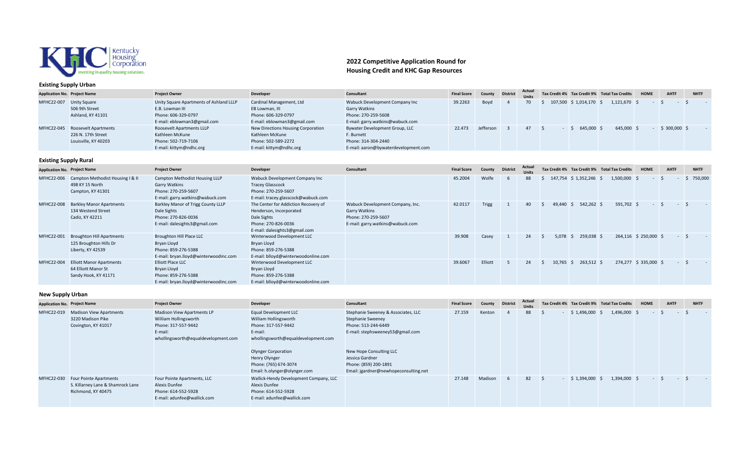# 2022 Competitive Application Round for Housing Credit and KHC Gap Resources

## Existing Supply Urban

| Application No. | Project Name | Project Owner | Developer | Consultant | Final Score | County | District | Actual Units | Tax Credit 4% | Tax Credit 9% | Total Tax Credits | HOME | AHTF | NHTF |
|---|---|---|---|---|---|---|---|---|---|---|---|---|---|---|
| MFHC22-007 | Unity Square<br>506 9th Street<br>Ashland, KY 41101 | Unity Square Apartments of Ashland LLLP<br>E.B. Lowman III<br>Phone: 606-329-0797<br>E-mail: eblowman3@gmail.com | Cardinal Management, Ltd<br>EB Lowman, III<br>Phone: 606-329-0797<br>E-mail: eblowman3@gmail.com | Wabuck Development Company Inc<br>Garry Watkins<br>Phone: 270-259-5608<br>E-mail: garry.watkins@wabuck.com | 39.2263 | Boyd | 4 | 70 | $ 107,500 | $ 1,014,170 | $ 1,121,670 | $ - | $ - | $ - |
| MFHC22-045 | Roosevelt Apartments<br>226 N. 17th Street<br>Louisville, KY 40203 | Roosevelt Apartments LLLP<br>Kathleen McKune<br>Phone: 502-719-7106<br>E-mail: kittym@ndhc.org | New Directions Housing Corporation<br>Kathleen McKune<br>Phone: 502-589-2272<br>E-mail: kittym@ndhc.org | Bywater Development Group, LLC<br>F. Burnett<br>Phone: 314-304-2440<br>E-mail: aaron@bywaterdevelopment.com | 22.473 | Jefferson | 3 | 47 | $ - | $ 645,000 | $ 645,000 | $ - | $ 300,000 | $ - |

## Existing Supply Rural

| Application No. | Project Name | Project Owner | Developer | Consultant | Final Score | County | District | Actual Units | Tax Credit 4% | Tax Credit 9% | Total Tax Credits | HOME | AHTF | NHTF |
|---|---|---|---|---|---|---|---|---|---|---|---|---|---|---|
| MFHC22-006 | Campton Methodist Housing I & II<br>498 KY 15 North<br>Campton, KY 41301 | Campton Methodist Housing LLLP<br>Garry Watkins<br>Phone: 270-259-5607<br>E-mail: garry.watkins@wabuck.com | Wabuck Development Company Inc<br>Tracey Glasscock<br>Phone: 270-259-5607<br>E-mail: tracey.glasscock@wabuck.com | | 45.2004 | Wolfe | 6 | 88 | $ 147,754 | $ 1,352,246 | $ 1,500,000 | $ - | $ - | $ 750,000 |
| MFHC22-008 | Barkley Manor Apartments<br>134 Westend Street<br>Cadiz, KY 42211 | Barkley Manor of Trigg County LLLP<br>Dale Sights<br>Phone: 270-826-0036<br>E-mail: dalesights3@gmail.com | The Center for Addiction Recovery of Henderson, Incorporated<br>Dale Sights<br>Phone: 270-826-0036<br>E-mail: dalesights3@gmail.com | Wabuck Development Company, Inc.<br>Garry Watkins<br>Phone: 270-259-5607<br>E-mail: garry.watkins@wabuck.com | 42.0117 | Trigg | 1 | 40 | $ 49,440 | $ 542,262 | $ 591,702 | $ - | $ - | $ - |
| MFHC22-001 | Broughton Hill Apartments<br>125 Broughton Hills Dr<br>Liberty, KY 42539 | Broughton Hill Place LLC<br>Bryan Lloyd<br>Phone: 859-276-5388<br>E-mail: bryan.lloyd@winterwoodinc.com | Winterwood Development LLC<br>Bryan Lloyd<br>Phone: 859-276-5388<br>E-mail: blloyd@winterwoodonline.com | | 39.908 | Casey | 1 | 24 | $ 5,078 | $ 259,038 | $ 264,116 | $ 250,000 | $ - | $ - |
| MFHC22-004 | Elliott Manor Apartments<br>64 Elliott Manor St<br>Sandy Hook, KY 41171 | Elliott Place LLC<br>Bryan Lloyd<br>Phone: 859-276-5388<br>E-mail: bryan.lloyd@winterwoodinc.com | Winterwood Development LLC<br>Bryan Lloyd<br>Phone: 859-276-5388<br>E-mail: blloyd@winterwoodonline.com | | 39.6067 | Elliott | 5 | 24 | $ 10,765 | $ 263,512 | $ 274,277 | $ 335,000 | $ - | $ - |

## New Supply Urban

| Application No. | Project Name | Project Owner | Developer | Consultant | Final Score | County | District | Actual Units | Tax Credit 4% | Tax Credit 9% | Total Tax Credits | HOME | AHTF | NHTF |
|---|---|---|---|---|---|---|---|---|---|---|---|---|---|---|
| MFHC22-019 | Madison View Apartments<br>3220 Madison Pike<br>Covington, KY 41017 | Madison View Apartments LP<br>William Hollingsworth<br>Phone: 317-557-9442<br>E-mail: whollingsworth@equaldevelopment.com | Equal Development LLC<br>William Hollingsworth<br>Phone: 317-557-9442<br>E-mail: whollingsworth@equaldevelopment.com<br><br>Olynger Corporation<br>Henry Olynger<br>Phone: (765) 674-3074<br>Email: h.olynger@olynger.com | Stephanie Sweeney & Associates, LLC<br>Stephanie Sweeney<br>Phone: 513-244-6449<br>E-mail: stephsweeney53@gmail.com<br><br>New Hope Consulting LLC<br>Jessica Gardner<br>Phone: (859) 200-1891<br>Email: jgardner@newhopeconsulting.net | 27.159 | Kenton | 4 | 88 | $ - | $ 1,496,000 | $ 1,496,000 | $ - | $ - | $ - |
| MFHC22-030 | Four Pointe Apartments<br>S. Killarney Lane & Shamrock Lane<br>Richmond, KY 40475 | Four Pointe Apartments, LLC<br>Alexis Dunfee<br>Phone: 614-552-5928<br>E-mail: adunfee@wallick.com | Wallick-Hendy Development Company, LLC<br>Alexis Dunfee<br>Phone: 614-552-5928<br>E-mail: adunfee@wallick.com | | 27.148 | Madison | 6 | 82 | $ - | $ 1,394,000 | $ 1,394,000 | $ - | $ - | $ - |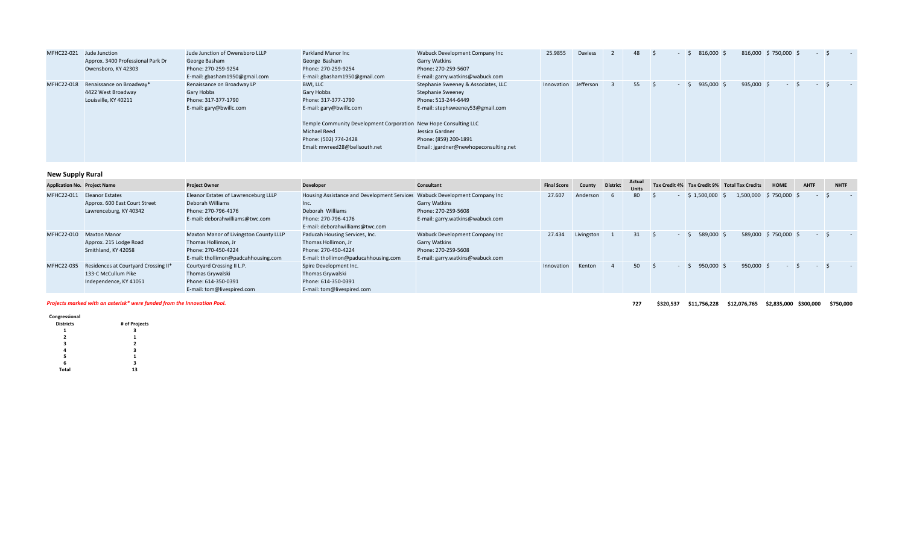| Application No. | Project Name | Project Owner | Developer | Consultant | Final Score | County | District | Actual Units | Tax Credit 4% | Tax Credit 9% | Total Tax Credits | HOME | AHTF | NHTF |
|---|---|---|---|---|---|---|---|---|---|---|---|---|---|---|
| MFHC22-021 | Jude Junction<br>Approx. 3400 Professional Park Dr<br>Owensboro, KY 42303 | Jude Junction of Owensboro LLLP<br>George Basham<br>Phone: 270-259-9254<br>E-mail: gbasham1950@gmail.com | Parkland Manor Inc<br>George Basham<br>Phone: 270-259-9254<br>E-mail: gbasham1950@gmail.com | Wabuck Development Company Inc<br>Garry Watkins<br>Phone: 270-259-5607<br>E-mail: garry.watkins@wabuck.com | 25.9855 | Daviess | 2 | 48 | $ - | $ 816,000 | $ 816,000 | $ 750,000 | $ - | $ - |
| MFHC22-018 | Renaissance on Broadway*<br>4422 West Broadway<br>Louisville, KY 40211 | Renaissance on Broadway LP<br>Gary Hobbs<br>Phone: 317-377-1790<br>E-mail: gary@bwillc.com | BWI, LLC<br>Gary Hobbs<br>Phone: 317-377-1790<br>E-mail: gary@bwillc.com<br><br>Temple Community Development Corporation<br>Michael Reed<br>Phone: (502) 774-2428<br>Email: mwreed28@bellsouth.net | Stephanie Sweeney & Associates, LLC<br>Stephanie Sweeney<br>Phone: 513-244-6449<br>E-mail: stephsweeney53@gmail.com<br><br>New Hope Consulting LLC<br>Jessica Gardner<br>Phone: (859) 200-1891<br>Email: jgardner@newhopeconsulting.net | Innovation | Jefferson | 3 | 55 | $ - | $ 935,000 | $ 935,000 | $ - | $ - | $ - |

## New Supply Rural

| Application No. | Project Name | Project Owner | Developer | Consultant | Final Score | County | District | Actual Units | Tax Credit 4% | Tax Credit 9% | Total Tax Credits | HOME | AHTF | NHTF |
|---|---|---|---|---|---|---|---|---|---|---|---|---|---|---|
| MFHC22-011 | Eleanor Estates<br>Approx. 600 East Court Street<br>Lawrenceburg, KY 40342 | Eleanor Estates of Lawrenceburg LLLP<br>Deborah Williams<br>Phone: 270-796-4176<br>E-mail: deborahwilliams@twc.com | Housing Assistance and Development Services Inc.<br>Deborah Williams<br>Phone: 270-796-4176<br>E-mail: deborahwilliams@twc.com | Wabuck Development Company Inc<br>Garry Watkins<br>Phone: 270-259-5608<br>E-mail: garry.watkins@wabuck.com | 27.607 | Anderson | 6 | 80 | $ - | $ 1,500,000 | $ 1,500,000 | $ 750,000 | $ - | $ - |
| MFHC22-010 | Maxton Manor<br>Approx. 215 Lodge Road<br>Smithland, KY 42058 | Maxton Manor of Livingston County LLLP<br>Thomas Hollimon, Jr<br>Phone: 270-450-4224<br>E-mail: thollimon@padcahhousing.com | Paducah Housing Services, Inc.<br>Thomas Hollimon, Jr<br>Phone: 270-450-4224<br>E-mail: thollimon@paducahhousing.com | Wabuck Development Company Inc<br>Garry Watkins<br>Phone: 270-259-5608<br>E-mail: garry.watkins@wabuck.com | 27.434 | Livingston | 1 | 31 | $ - | $ 589,000 | $ 589,000 | $ 750,000 | $ - | $ - |
| MFHC22-035 | Residences at Courtyard Crossing II*<br>133-C McCullum Pike<br>Independence, KY 41051 | Courtyard Crossing II L.P.<br>Thomas Grywalski<br>Phone: 614-350-0391<br>E-mail: tom@livespired.com | Spire Development Inc.<br>Thomas Grywalski<br>Phone: 614-350-0391<br>E-mail: tom@livespired.com | | Innovation | Kenton | 4 | 50 | $ - | $ 950,000 | $ 950,000 | $ - | $ - | $ - |
| | | | | | | | | 727 | $320,537 | $11,756,228 | $12,076,765 | $2,835,000 | $300,000 | $750,000 |

*Projects marked with an asterisk* were funded from the Innovation Pool.*

| Congressional Districts | # of Projects |
|---|---|
| 1 | 3 |
| 2 | 1 |
| 3 | 2 |
| 4 | 3 |
| 5 | 1 |
| 6 | 3 |
| Total | 13 |